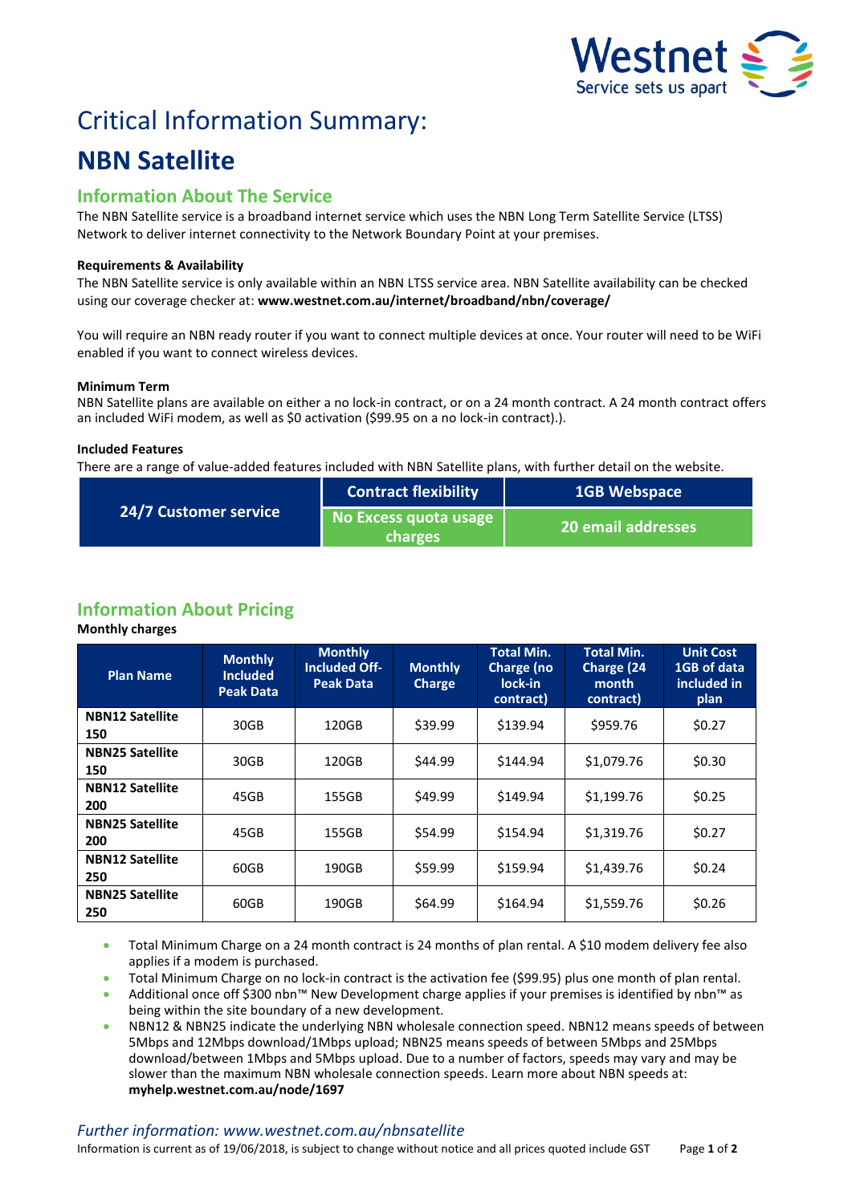# Critical Information Summary:

# NBN Satellite

## Information About The Service

The NBN Satellite service is a broadband internet service which uses the NBN Long Term Satellite Service (LTSS) Network to deliver internet connectivity to the Network Boundary Point at your premises.

**Requirements & Availability**

The NBN Satellite service is only available within an NBN LTSS service area. NBN Satellite availability can be checked using our coverage checker at: **www.westnet.com.au/internet/broadband/nbn/coverage/**

You will require an NBN ready router if you want to connect multiple devices at once. Your router will need to be WiFi enabled if you want to connect wireless devices.

**Minimum Term**

NBN Satellite plans are available on either a no lock-in contract, or on a 24 month contract. A 24 month contract offers an included WiFi modem, as well as $0 activation ($99.95 on a no lock-in contract).).

**Included Features**

There are a range of value-added features included with NBN Satellite plans, with further detail on the website.

| 24/7 Customer service | Contract flexibility | 1GB Webspace |
|---|---|---|
| | No Excess quota usage charges | 20 email addresses |

## Information About Pricing

**Monthly charges**

| Plan Name | Monthly Included Peak Data | Monthly Included Off-Peak Data | Monthly Charge | Total Min. Charge (no lock-in contract) | Total Min. Charge (24 month contract) | Unit Cost 1GB of data included in plan |
|---|---|---|---|---|---|---|
| **NBN12 Satellite 150** | 30GB | 120GB | $39.99 | $139.94 | $959.76 | $0.27 |
| **NBN25 Satellite 150** | 30GB | 120GB | $44.99 | $144.94 | $1,079.76 | $0.30 |
| **NBN12 Satellite 200** | 45GB | 155GB | $49.99 | $149.94 | $1,199.76 | $0.25 |
| **NBN25 Satellite 200** | 45GB | 155GB | $54.99 | $154.94 | $1,319.76 | $0.27 |
| **NBN12 Satellite 250** | 60GB | 190GB | $59.99 | $159.94 | $1,439.76 | $0.24 |
| **NBN25 Satellite 250** | 60GB | 190GB | $64.99 | $164.94 | $1,559.76 | $0.26 |

- Total Minimum Charge on a 24 month contract is 24 months of plan rental. A $10 modem delivery fee also applies if a modem is purchased.
- Total Minimum Charge on no lock-in contract is the activation fee ($99.95) plus one month of plan rental.
- Additional once off $300 nbn™ New Development charge applies if your premises is identified by nbn™ as being within the site boundary of a new development.
- NBN12 & NBN25 indicate the underlying NBN wholesale connection speed. NBN12 means speeds of between 5Mbps and 12Mbps download/1Mbps upload; NBN25 means speeds of between 5Mbps and 25Mbps download/between 1Mbps and 5Mbps upload. Due to a number of factors, speeds may vary and may be slower than the maximum NBN wholesale connection speeds. Learn more about NBN speeds at: **myhelp.westnet.com.au/node/1697**

*Further information: www.westnet.com.au/nbnsatellite*

Information is current as of 19/06/2018, is subject to change without notice and all prices quoted include GST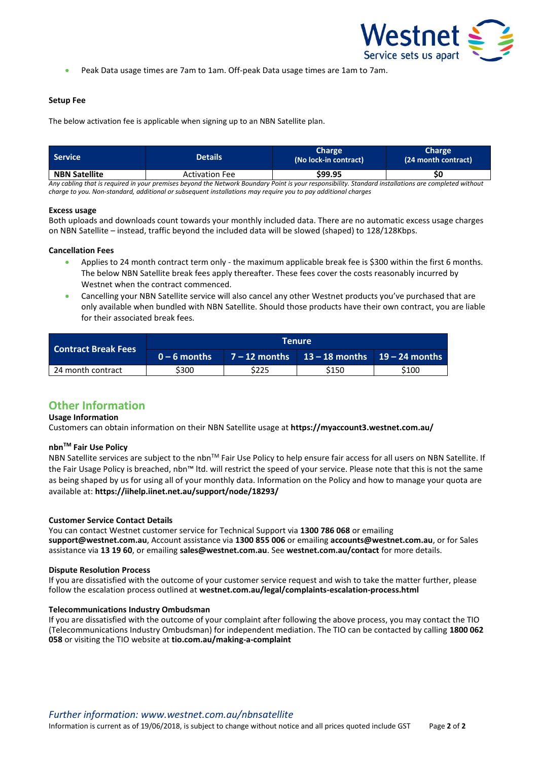- Peak Data usage times are 7am to 1am. Off-peak Data usage times are 1am to 7am.

**Setup Fee**

The below activation fee is applicable when signing up to an NBN Satellite plan.

| Service | Details | Charge (No lock-in contract) | Charge (24 month contract) |
|---|---|---|---|
| **NBN Satellite** | Activation Fee | **$99.95** | **$0** |

*Any cabling that is required in your premises beyond the Network Boundary Point is your responsibility. Standard installations are completed without charge to you. Non-standard, additional or subsequent installations may require you to pay additional charges*

**Excess usage**

Both uploads and downloads count towards your monthly included data. There are no automatic excess usage charges on NBN Satellite – instead, traffic beyond the included data will be slowed (shaped) to 128/128Kbps.

**Cancellation Fees**

- Applies to 24 month contract term only - the maximum applicable break fee is $300 within the first 6 months. The below NBN Satellite break fees apply thereafter. These fees cover the costs reasonably incurred by Westnet when the contract commenced.
- Cancelling your NBN Satellite service will also cancel any other Westnet products you've purchased that are only available when bundled with NBN Satellite. Should those products have their own contract, you are liable for their associated break fees.

| Contract Break Fees | Tenure | | | |
|---|---|---|---|---|
| | **0 – 6 months** | **7 – 12 months** | **13 – 18 months** | **19 – 24 months** |
| 24 month contract | $300 | $225 | $150 | $100 |

## Other Information

**Usage Information**

Customers can obtain information on their NBN Satellite usage at **https://myaccount3.westnet.com.au/**

**nbn™ Fair Use Policy**

NBN Satellite services are subject to the nbn™ Fair Use Policy to help ensure fair access for all users on NBN Satellite. If the Fair Usage Policy is breached, nbn™ ltd. will restrict the speed of your service. Please note that this is not the same as being shaped by us for using all of your monthly data. Information on the Policy and how to manage your quota are available at: **https://iihelp.iinet.net.au/support/node/18293/**

**Customer Service Contact Details**

You can contact Westnet customer service for Technical Support via **1300 786 068** or emailing **support@westnet.com.au**, Account assistance via **1300 855 006** or emailing **accounts@westnet.com.au**, or for Sales assistance via **13 19 60**, or emailing **sales@westnet.com.au**. See **westnet.com.au/contact** for more details.

**Dispute Resolution Process**

If you are dissatisfied with the outcome of your customer service request and wish to take the matter further, please follow the escalation process outlined at **westnet.com.au/legal/complaints-escalation-process.html**

**Telecommunications Industry Ombudsman**

If you are dissatisfied with the outcome of your complaint after following the above process, you may contact the TIO (Telecommunications Industry Ombudsman) for independent mediation. The TIO can be contacted by calling **1800 062 058** or visiting the TIO website at **tio.com.au/making-a-complaint**

*Further information: www.westnet.com.au/nbnsatellite*

Information is current as of 19/06/2018, is subject to change without notice and all prices quoted include GST